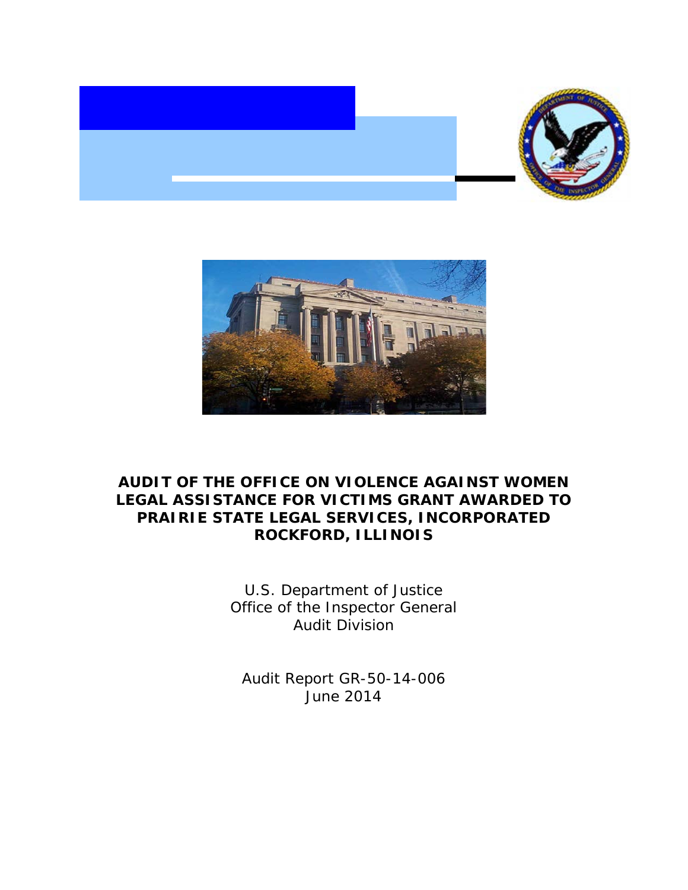# AUDIT OF THE OFFICE ON VIOLENCE AGAINST WOMEN LEGAL ASSISTANCE FOR VICTIMS GRANT AWARDED TO PRAIRIE STATE LEGAL SERVICES, INCORPORATED ROCKFORD, ILLINOIS

U.S. Department of Justice
Office of the Inspector General
Audit Division

Audit Report GR-50-14-006
June 2014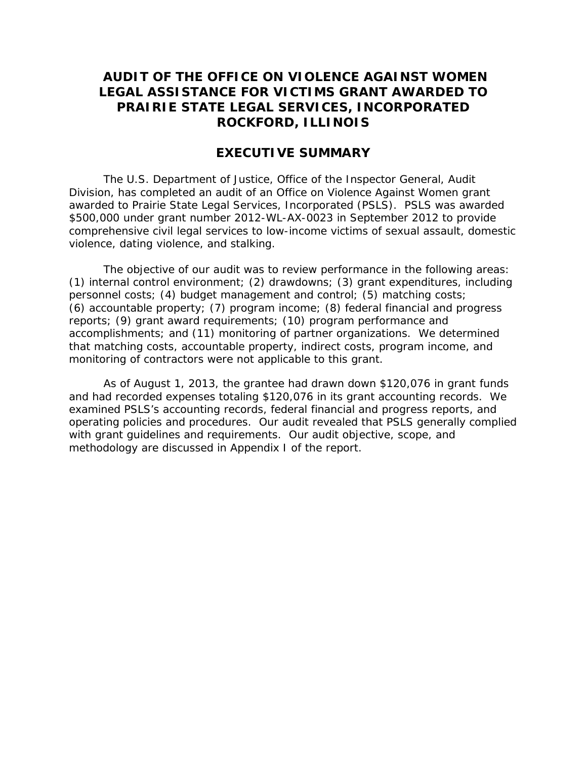# AUDIT OF THE OFFICE ON VIOLENCE AGAINST WOMEN LEGAL ASSISTANCE FOR VICTIMS GRANT AWARDED TO PRAIRIE STATE LEGAL SERVICES, INCORPORATED ROCKFORD, ILLINOIS

## EXECUTIVE SUMMARY

The U.S. Department of Justice, Office of the Inspector General, Audit Division, has completed an audit of an Office on Violence Against Women grant awarded to Prairie State Legal Services, Incorporated (PSLS). PSLS was awarded $500,000 under grant number 2012-WL-AX-0023 in September 2012 to provide comprehensive civil legal services to low-income victims of sexual assault, domestic violence, dating violence, and stalking.

The objective of our audit was to review performance in the following areas: (1) internal control environment; (2) drawdowns; (3) grant expenditures, including personnel costs; (4) budget management and control; (5) matching costs; (6) accountable property; (7) program income; (8) federal financial and progress reports; (9) grant award requirements; (10) program performance and accomplishments; and (11) monitoring of partner organizations. We determined that matching costs, accountable property, indirect costs, program income, and monitoring of contractors were not applicable to this grant.

As of August 1, 2013, the grantee had drawn down $120,076 in grant funds and had recorded expenses totaling $120,076 in its grant accounting records. We examined PSLS's accounting records, federal financial and progress reports, and operating policies and procedures. Our audit revealed that PSLS generally complied with grant guidelines and requirements. Our audit objective, scope, and methodology are discussed in Appendix I of the report.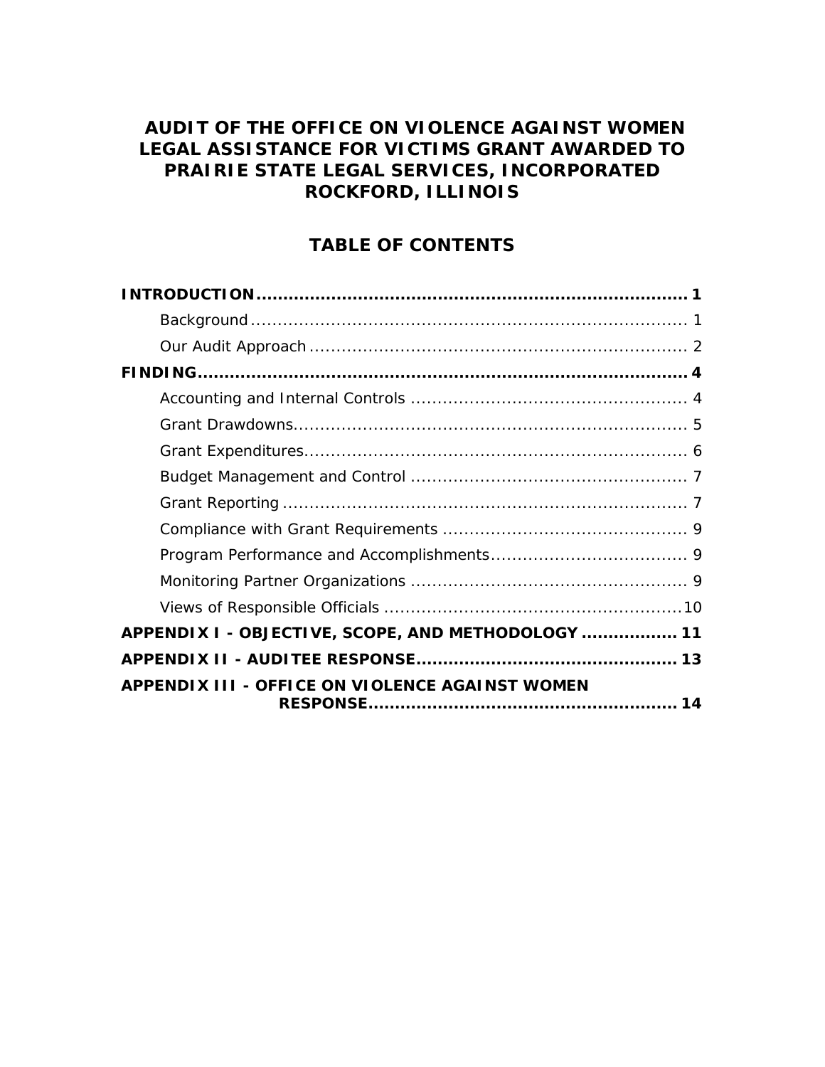# AUDIT OF THE OFFICE ON VIOLENCE AGAINST WOMEN LEGAL ASSISTANCE FOR VICTIMS GRANT AWARDED TO PRAIRIE STATE LEGAL SERVICES, INCORPORATED ROCKFORD, ILLINOIS

## TABLE OF CONTENTS

**INTRODUCTION** ..... **1**

- Background ..... 1
- Our Audit Approach ..... 2

**FINDING** ..... **4**

- Accounting and Internal Controls ..... 4
- Grant Drawdowns ..... 5
- Grant Expenditures ..... 6
- Budget Management and Control ..... 7
- Grant Reporting ..... 7
- Compliance with Grant Requirements ..... 9
- Program Performance and Accomplishments ..... 9
- Monitoring Partner Organizations ..... 9
- Views of Responsible Officials ..... 10

**APPENDIX I - OBJECTIVE, SCOPE, AND METHODOLOGY** ..... **11**

**APPENDIX II - AUDITEE RESPONSE** ..... **13**

**APPENDIX III - OFFICE ON VIOLENCE AGAINST WOMEN RESPONSE** ..... **14**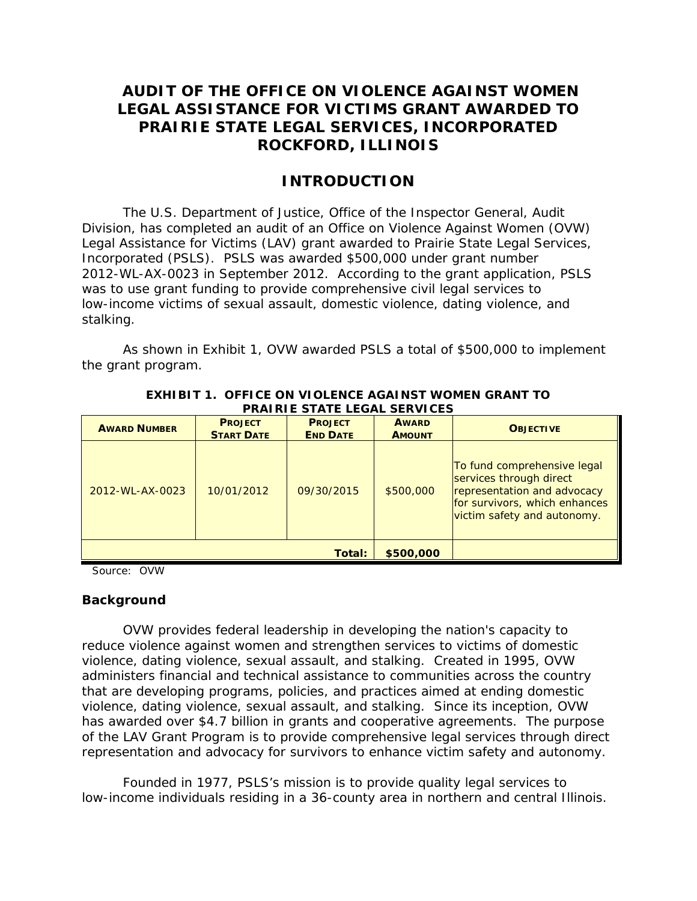# AUDIT OF THE OFFICE ON VIOLENCE AGAINST WOMEN LEGAL ASSISTANCE FOR VICTIMS GRANT AWARDED TO PRAIRIE STATE LEGAL SERVICES, INCORPORATED ROCKFORD, ILLINOIS

## INTRODUCTION

The U.S. Department of Justice, Office of the Inspector General, Audit Division, has completed an audit of an Office on Violence Against Women (OVW) Legal Assistance for Victims (LAV) grant awarded to Prairie State Legal Services, Incorporated (PSLS). PSLS was awarded $500,000 under grant number 2012-WL-AX-0023 in September 2012. According to the grant application, PSLS was to use grant funding to provide comprehensive civil legal services to low-income victims of sexual assault, domestic violence, dating violence, and stalking.

As shown in Exhibit 1, OVW awarded PSLS a total of $500,000 to implement the grant program.

**EXHIBIT 1. OFFICE ON VIOLENCE AGAINST WOMEN GRANT TO PRAIRIE STATE LEGAL SERVICES**

| AWARD NUMBER | PROJECT START DATE | PROJECT END DATE | AWARD AMOUNT | OBJECTIVE |
|---|---|---|---|---|
| 2012-WL-AX-0023 | 10/01/2012 | 09/30/2015 | $500,000 | To fund comprehensive legal services through direct representation and advocacy for survivors, which enhances victim safety and autonomy. |
| | | **Total:** | **$500,000** | |

Source: OVW

### Background

OVW provides federal leadership in developing the nation's capacity to reduce violence against women and strengthen services to victims of domestic violence, dating violence, sexual assault, and stalking. Created in 1995, OVW administers financial and technical assistance to communities across the country that are developing programs, policies, and practices aimed at ending domestic violence, dating violence, sexual assault, and stalking. Since its inception, OVW has awarded over $4.7 billion in grants and cooperative agreements. The purpose of the LAV Grant Program is to provide comprehensive legal services through direct representation and advocacy for survivors to enhance victim safety and autonomy.

Founded in 1977, PSLS's mission is to provide quality legal services to low-income individuals residing in a 36-county area in northern and central Illinois.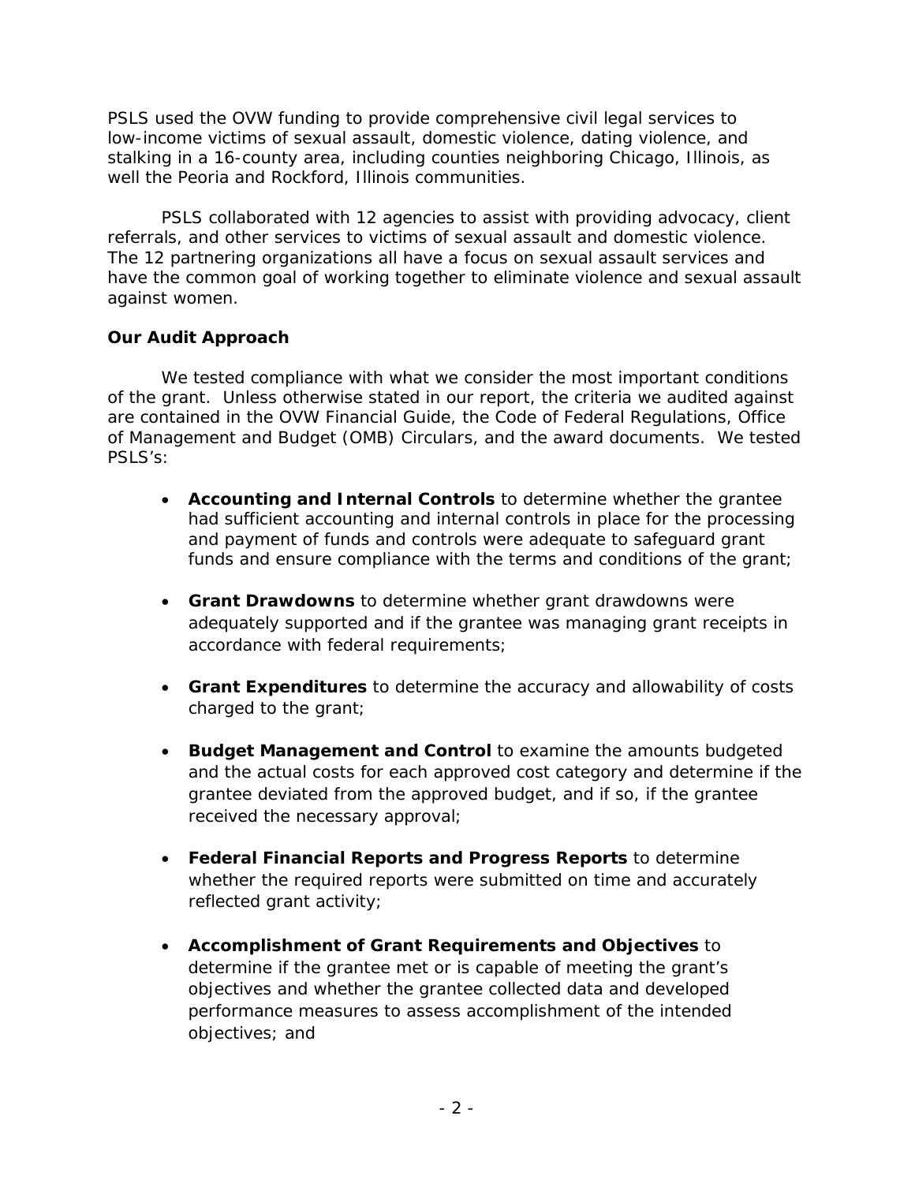PSLS used the OVW funding to provide comprehensive civil legal services to low-income victims of sexual assault, domestic violence, dating violence, and stalking in a 16-county area, including counties neighboring Chicago, Illinois, as well the Peoria and Rockford, Illinois communities.

PSLS collaborated with 12 agencies to assist with providing advocacy, client referrals, and other services to victims of sexual assault and domestic violence. The 12 partnering organizations all have a focus on sexual assault services and have the common goal of working together to eliminate violence and sexual assault against women.

**Our Audit Approach**

We tested compliance with what we consider the most important conditions of the grant. Unless otherwise stated in our report, the criteria we audited against are contained in the OVW Financial Guide, the Code of Federal Regulations, Office of Management and Budget (OMB) Circulars, and the award documents. We tested PSLS's:

- **Accounting and Internal Controls** to determine whether the grantee had sufficient accounting and internal controls in place for the processing and payment of funds and controls were adequate to safeguard grant funds and ensure compliance with the terms and conditions of the grant;

- **Grant Drawdowns** to determine whether grant drawdowns were adequately supported and if the grantee was managing grant receipts in accordance with federal requirements;

- **Grant Expenditures** to determine the accuracy and allowability of costs charged to the grant;

- **Budget Management and Control** to examine the amounts budgeted and the actual costs for each approved cost category and determine if the grantee deviated from the approved budget, and if so, if the grantee received the necessary approval;

- **Federal Financial Reports and Progress Reports** to determine whether the required reports were submitted on time and accurately reflected grant activity;

- **Accomplishment of Grant Requirements and Objectives** to determine if the grantee met or is capable of meeting the grant's objectives and whether the grantee collected data and developed performance measures to assess accomplishment of the intended objectives; and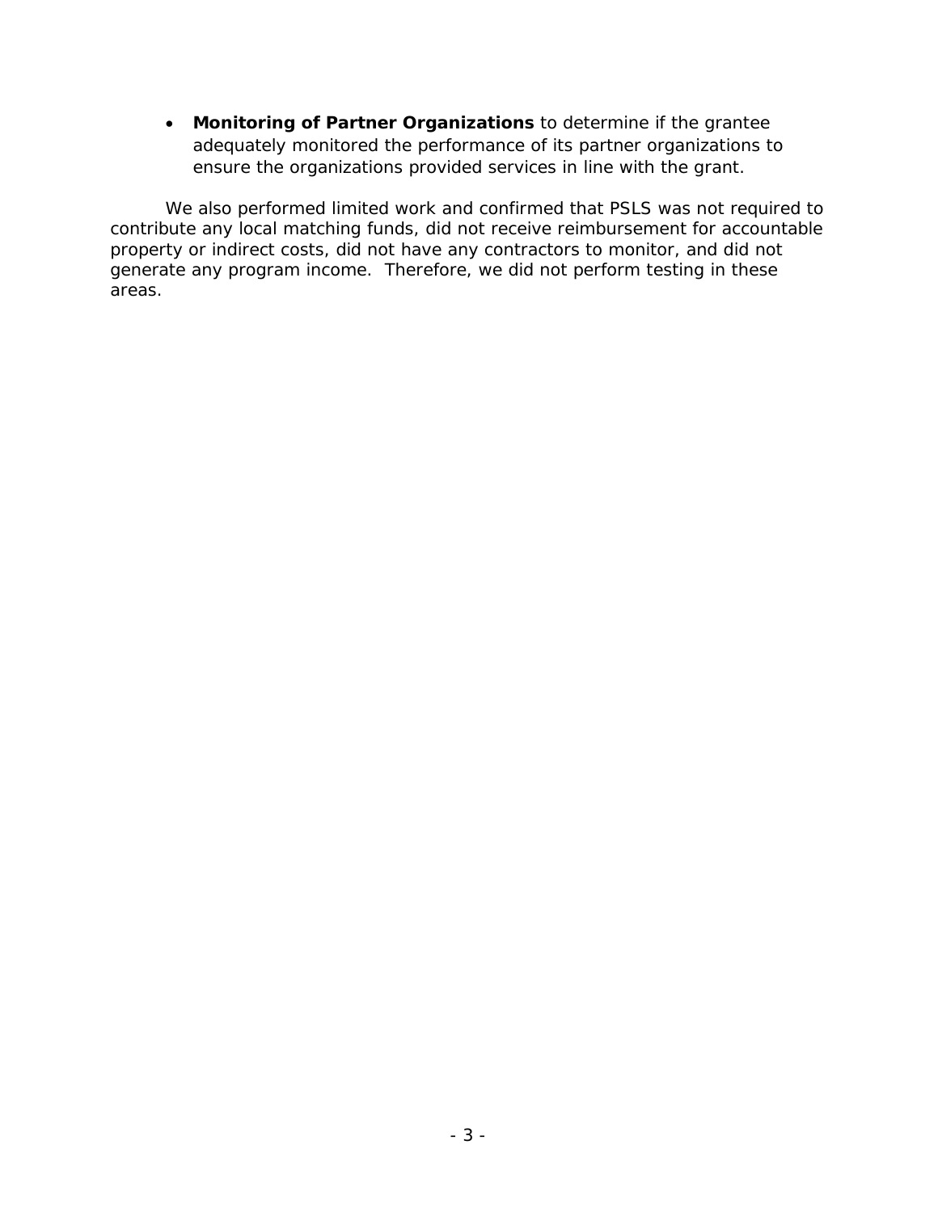- **Monitoring of Partner Organizations** to determine if the grantee adequately monitored the performance of its partner organizations to ensure the organizations provided services in line with the grant.

We also performed limited work and confirmed that PSLS was not required to contribute any local matching funds, did not receive reimbursement for accountable property or indirect costs, did not have any contractors to monitor, and did not generate any program income. Therefore, we did not perform testing in these areas.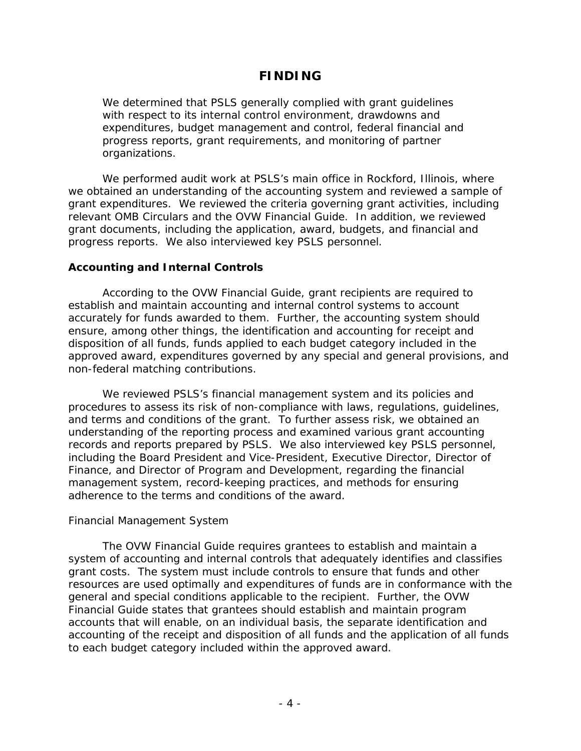# FINDING

We determined that PSLS generally complied with grant guidelines with respect to its internal control environment, drawdowns and expenditures, budget management and control, federal financial and progress reports, grant requirements, and monitoring of partner organizations.

We performed audit work at PSLS's main office in Rockford, Illinois, where we obtained an understanding of the accounting system and reviewed a sample of grant expenditures. We reviewed the criteria governing grant activities, including relevant OMB Circulars and the OVW Financial Guide. In addition, we reviewed grant documents, including the application, award, budgets, and financial and progress reports. We also interviewed key PSLS personnel.

## Accounting and Internal Controls

According to the OVW Financial Guide, grant recipients are required to establish and maintain accounting and internal control systems to account accurately for funds awarded to them. Further, the accounting system should ensure, among other things, the identification and accounting for receipt and disposition of all funds, funds applied to each budget category included in the approved award, expenditures governed by any special and general provisions, and non-federal matching contributions.

We reviewed PSLS's financial management system and its policies and procedures to assess its risk of non-compliance with laws, regulations, guidelines, and terms and conditions of the grant. To further assess risk, we obtained an understanding of the reporting process and examined various grant accounting records and reports prepared by PSLS. We also interviewed key PSLS personnel, including the Board President and Vice-President, Executive Director, Director of Finance, and Director of Program and Development, regarding the financial management system, record-keeping practices, and methods for ensuring adherence to the terms and conditions of the award.

### Financial Management System

The OVW Financial Guide requires grantees to establish and maintain a system of accounting and internal controls that adequately identifies and classifies grant costs. The system must include controls to ensure that funds and other resources are used optimally and expenditures of funds are in conformance with the general and special conditions applicable to the recipient. Further, the OVW Financial Guide states that grantees should establish and maintain program accounts that will enable, on an individual basis, the separate identification and accounting of the receipt and disposition of all funds and the application of all funds to each budget category included within the approved award.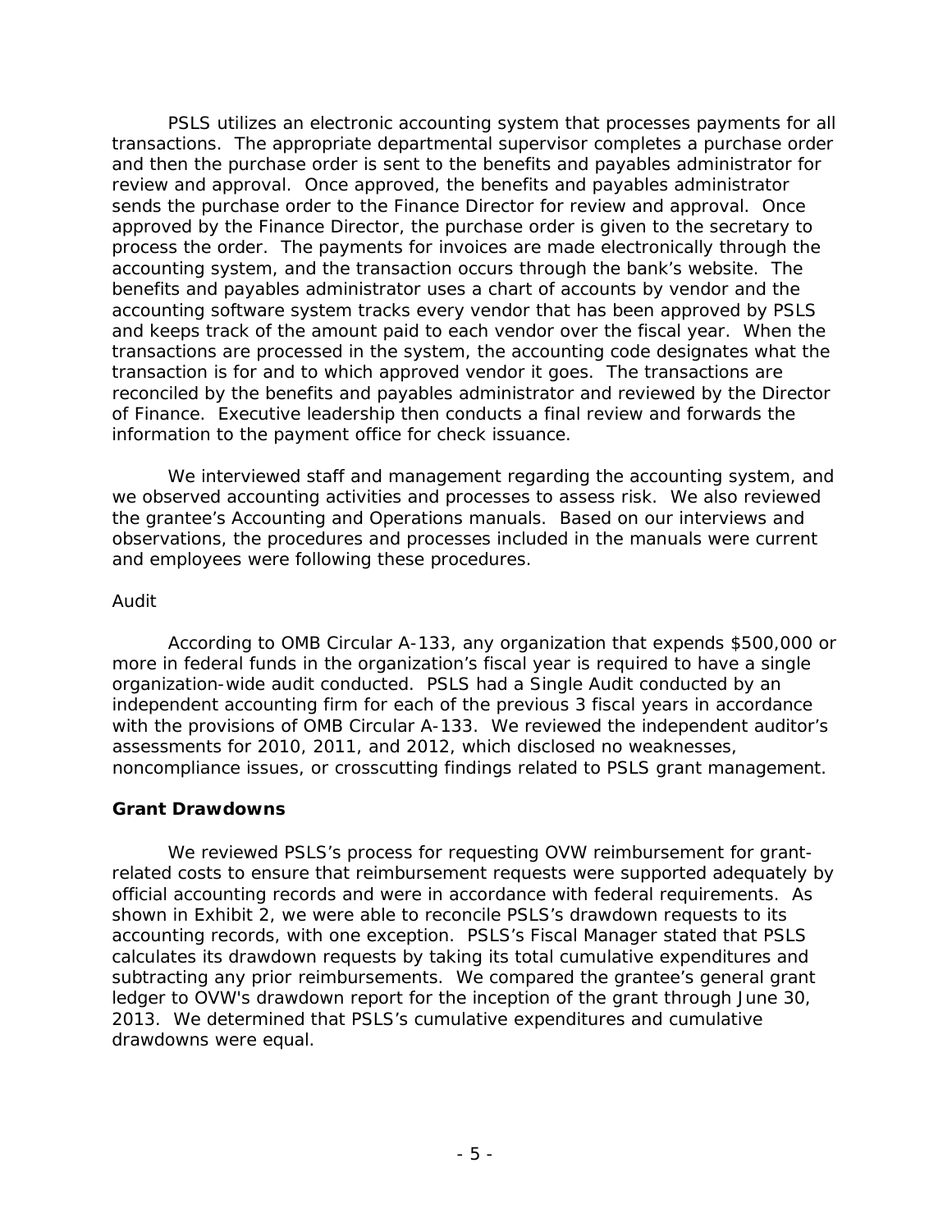PSLS utilizes an electronic accounting system that processes payments for all transactions. The appropriate departmental supervisor completes a purchase order and then the purchase order is sent to the benefits and payables administrator for review and approval. Once approved, the benefits and payables administrator sends the purchase order to the Finance Director for review and approval. Once approved by the Finance Director, the purchase order is given to the secretary to process the order. The payments for invoices are made electronically through the accounting system, and the transaction occurs through the bank's website. The benefits and payables administrator uses a chart of accounts by vendor and the accounting software system tracks every vendor that has been approved by PSLS and keeps track of the amount paid to each vendor over the fiscal year. When the transactions are processed in the system, the accounting code designates what the transaction is for and to which approved vendor it goes. The transactions are reconciled by the benefits and payables administrator and reviewed by the Director of Finance. Executive leadership then conducts a final review and forwards the information to the payment office for check issuance.

We interviewed staff and management regarding the accounting system, and we observed accounting activities and processes to assess risk. We also reviewed the grantee's Accounting and Operations manuals. Based on our interviews and observations, the procedures and processes included in the manuals were current and employees were following these procedures.

*Audit*

According to OMB Circular A-133, any organization that expends $500,000 or more in federal funds in the organization's fiscal year is required to have a single organization-wide audit conducted. PSLS had a Single Audit conducted by an independent accounting firm for each of the previous 3 fiscal years in accordance with the provisions of OMB Circular A-133. We reviewed the independent auditor's assessments for 2010, 2011, and 2012, which disclosed no weaknesses, noncompliance issues, or crosscutting findings related to PSLS grant management.

## Grant Drawdowns

We reviewed PSLS's process for requesting OVW reimbursement for grant-related costs to ensure that reimbursement requests were supported adequately by official accounting records and were in accordance with federal requirements. As shown in Exhibit 2, we were able to reconcile PSLS's drawdown requests to its accounting records, with one exception. PSLS's Fiscal Manager stated that PSLS calculates its drawdown requests by taking its total cumulative expenditures and subtracting any prior reimbursements. We compared the grantee's general grant ledger to OVW's drawdown report for the inception of the grant through June 30, 2013. We determined that PSLS's cumulative expenditures and cumulative drawdowns were equal.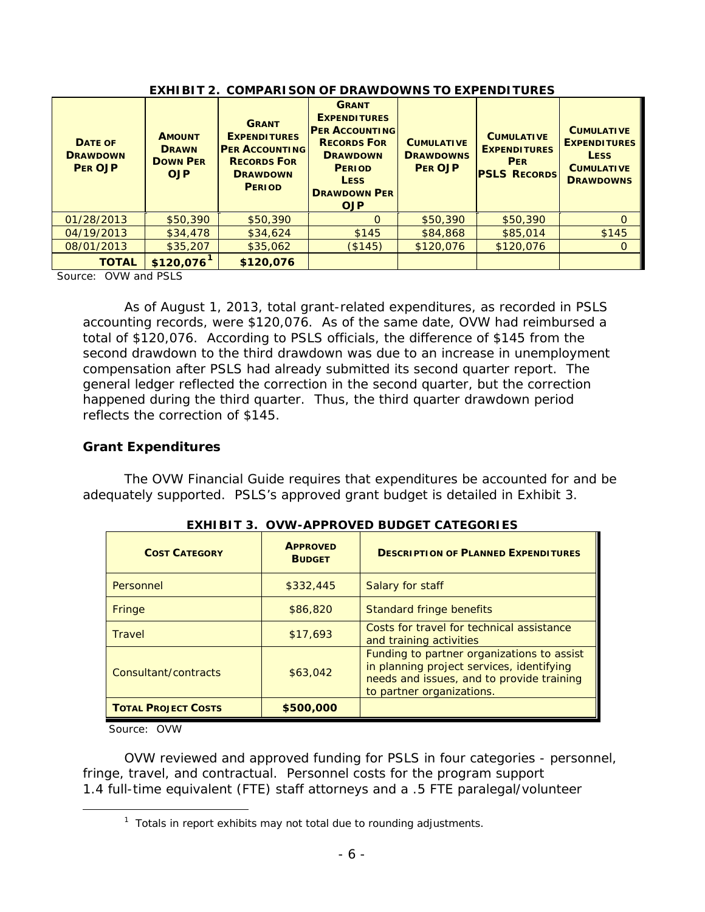**EXHIBIT 2. COMPARISON OF DRAWDOWNS TO EXPENDITURES**

| DATE OF DRAWDOWN PER OJP | AMOUNT DRAWN DOWN PER OJP | GRANT EXPENDITURES PER ACCOUNTING RECORDS FOR DRAWDOWN PERIOD | GRANT EXPENDITURES PER ACCOUNTING RECORDS FOR DRAWDOWN PERIOD LESS DRAWDOWN PER OJP | CUMULATIVE DRAWDOWNS PER OJP | CUMULATIVE EXPENDITURES PER PSLS RECORDS | CUMULATIVE EXPENDITURES LESS CUMULATIVE DRAWDOWNS |
|---|---|---|---|---|---|---|
| 01/28/2013 | $50,390 | $50,390 | 0 | $50,390 | $50,390 | 0 |
| 04/19/2013 | $34,478 | $34,624 | $145 | $84,868 | $85,014 | $145 |
| 08/01/2013 | $35,207 | $35,062 | ($145) | $120,076 | $120,076 | 0 |
| **TOTAL** | **$120,076**[1] | **$120,076** | | | | |

Source: OVW and PSLS

As of August 1, 2013, total grant-related expenditures, as recorded in PSLS accounting records, were $120,076. As of the same date, OVW had reimbursed a total of $120,076. According to PSLS officials, the difference of $145 from the second drawdown to the third drawdown was due to an increase in unemployment compensation after PSLS had already submitted its second quarter report. The general ledger reflected the correction in the second quarter, but the correction happened during the third quarter. Thus, the third quarter drawdown period reflects the correction of $145.

### Grant Expenditures

The OVW Financial Guide requires that expenditures be accounted for and be adequately supported. PSLS's approved grant budget is detailed in Exhibit 3.

**EXHIBIT 3. OVW-APPROVED BUDGET CATEGORIES**

| COST CATEGORY | APPROVED BUDGET | DESCRIPTION OF PLANNED EXPENDITURES |
|---|---|---|
| Personnel | $332,445 | Salary for staff |
| Fringe | $86,820 | Standard fringe benefits |
| Travel | $17,693 | Costs for travel for technical assistance and training activities |
| Consultant/contracts | $63,042 | Funding to partner organizations to assist in planning project services, identifying needs and issues, and to provide training to partner organizations. |
| **TOTAL PROJECT COSTS** | **$500,000** | |

Source: OVW

OVW reviewed and approved funding for PSLS in four categories - personnel, fringe, travel, and contractual. Personnel costs for the program support 1.4 full-time equivalent (FTE) staff attorneys and a .5 FTE paralegal/volunteer

[1] Totals in report exhibits may not total due to rounding adjustments.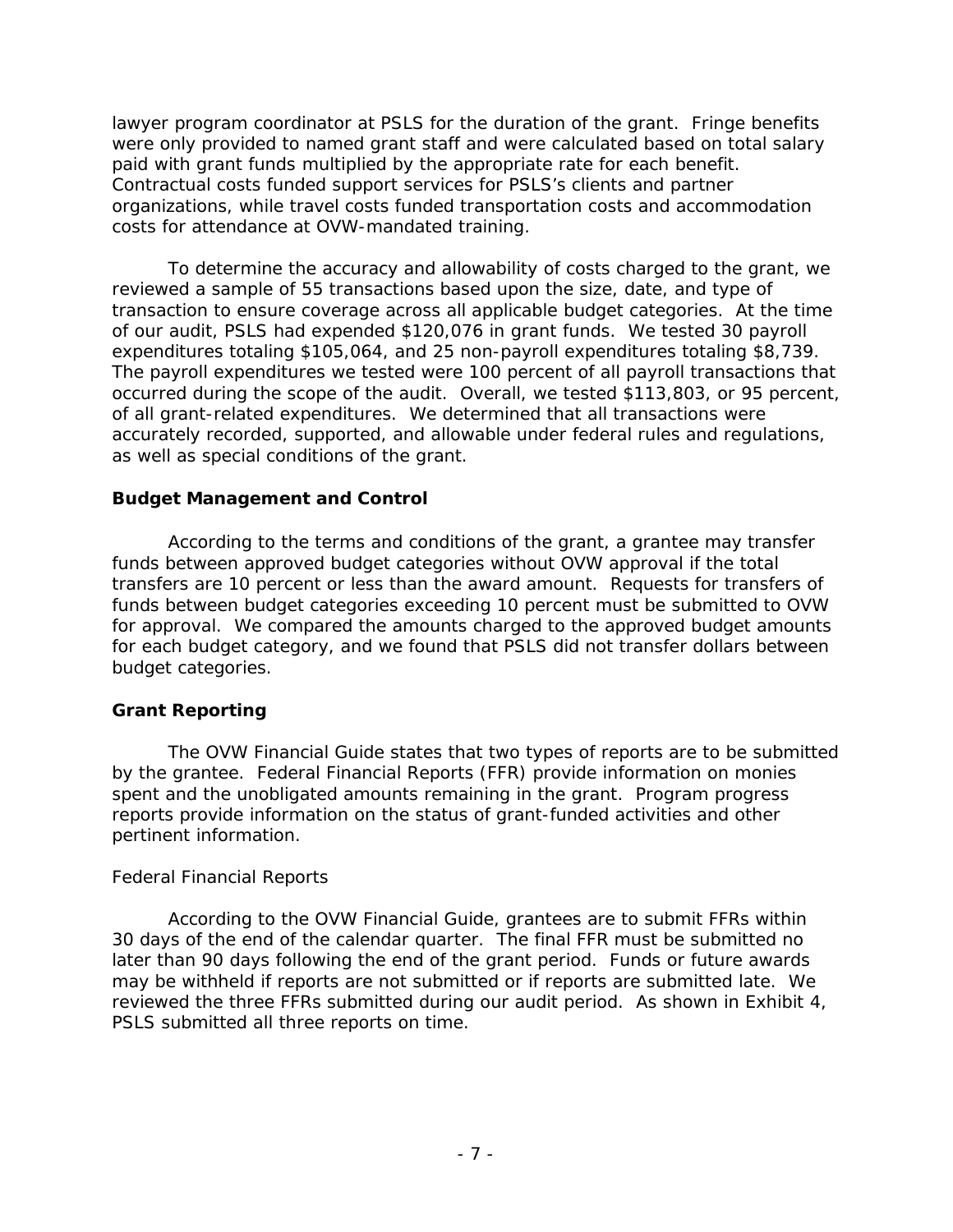lawyer program coordinator at PSLS for the duration of the grant. Fringe benefits were only provided to named grant staff and were calculated based on total salary paid with grant funds multiplied by the appropriate rate for each benefit. Contractual costs funded support services for PSLS's clients and partner organizations, while travel costs funded transportation costs and accommodation costs for attendance at OVW-mandated training.

To determine the accuracy and allowability of costs charged to the grant, we reviewed a sample of 55 transactions based upon the size, date, and type of transaction to ensure coverage across all applicable budget categories. At the time of our audit, PSLS had expended $120,076 in grant funds. We tested 30 payroll expenditures totaling $105,064, and 25 non-payroll expenditures totaling $8,739. The payroll expenditures we tested were 100 percent of all payroll transactions that occurred during the scope of the audit. Overall, we tested $113,803, or 95 percent, of all grant-related expenditures. We determined that all transactions were accurately recorded, supported, and allowable under federal rules and regulations, as well as special conditions of the grant.

### Budget Management and Control

According to the terms and conditions of the grant, a grantee may transfer funds between approved budget categories without OVW approval if the total transfers are 10 percent or less than the award amount. Requests for transfers of funds between budget categories exceeding 10 percent must be submitted to OVW for approval. We compared the amounts charged to the approved budget amounts for each budget category, and we found that PSLS did not transfer dollars between budget categories.

### Grant Reporting

The OVW Financial Guide states that two types of reports are to be submitted by the grantee. Federal Financial Reports (FFR) provide information on monies spent and the unobligated amounts remaining in the grant. Program progress reports provide information on the status of grant-funded activities and other pertinent information.

#### Federal Financial Reports

According to the OVW Financial Guide, grantees are to submit FFRs within 30 days of the end of the calendar quarter. The final FFR must be submitted no later than 90 days following the end of the grant period. Funds or future awards may be withheld if reports are not submitted or if reports are submitted late. We reviewed the three FFRs submitted during our audit period. As shown in Exhibit 4, PSLS submitted all three reports on time.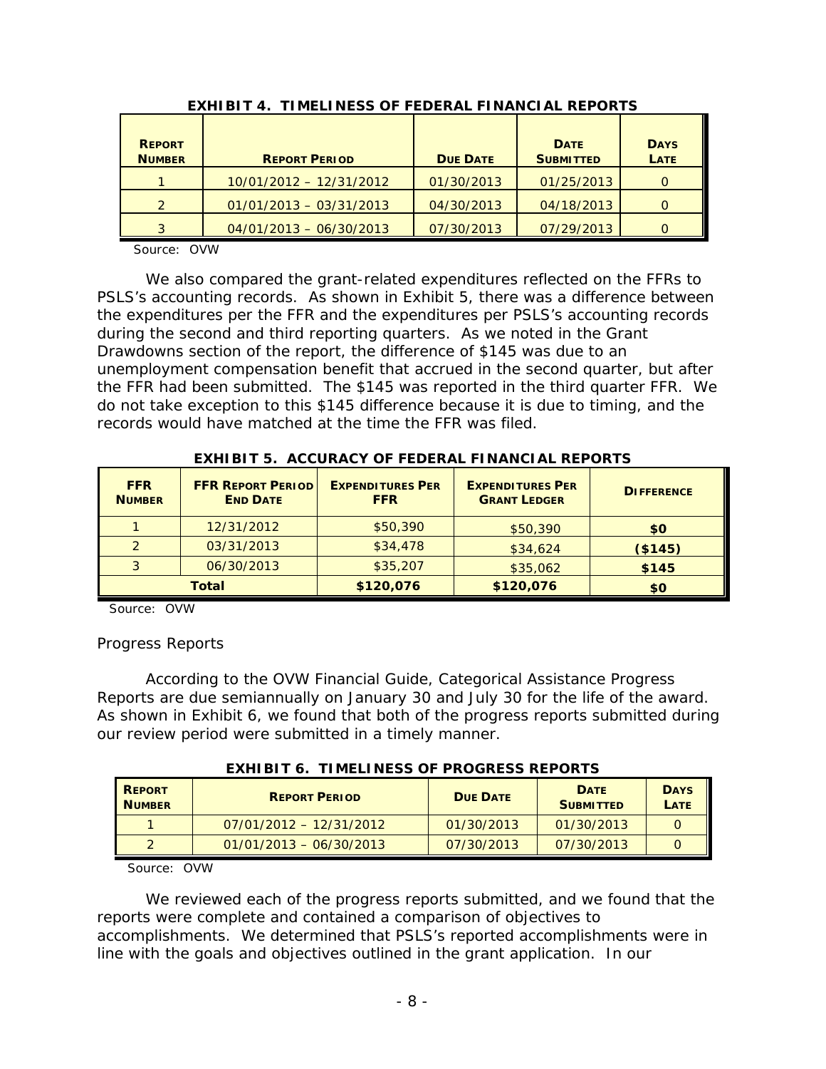**EXHIBIT 4. TIMELINESS OF FEDERAL FINANCIAL REPORTS**

| REPORT NUMBER | REPORT PERIOD | DUE DATE | DATE SUBMITTED | DAYS LATE |
|---|---|---|---|---|
| 1 | 10/01/2012 – 12/31/2012 | 01/30/2013 | 01/25/2013 | 0 |
| 2 | 01/01/2013 – 03/31/2013 | 04/30/2013 | 04/18/2013 | 0 |
| 3 | 04/01/2013 – 06/30/2013 | 07/30/2013 | 07/29/2013 | 0 |

Source: OVW

We also compared the grant-related expenditures reflected on the FFRs to PSLS's accounting records. As shown in Exhibit 5, there was a difference between the expenditures per the FFR and the expenditures per PSLS's accounting records during the second and third reporting quarters. As we noted in the Grant Drawdowns section of the report, the difference of $145 was due to an unemployment compensation benefit that accrued in the second quarter, but after the FFR had been submitted. The $145 was reported in the third quarter FFR. We do not take exception to this $145 difference because it is due to timing, and the records would have matched at the time the FFR was filed.

**EXHIBIT 5. ACCURACY OF FEDERAL FINANCIAL REPORTS**

| FFR NUMBER | FFR REPORT PERIOD END DATE | EXPENDITURES PER FFR | EXPENDITURES PER GRANT LEDGER | DIFFERENCE |
|---|---|---|---|---|
| 1 | 12/31/2012 | $50,390 | $50,390 | **$0** |
| 2 | 03/31/2013 | $34,478 | $34,624 | **($145)** |
| 3 | 06/30/2013 | $35,207 | $35,062 | **$145** |
| **Total** | | **$120,076** | **$120,076** | **$0** |

Source: OVW

Progress Reports

According to the OVW Financial Guide, Categorical Assistance Progress Reports are due semiannually on January 30 and July 30 for the life of the award. As shown in Exhibit 6, we found that both of the progress reports submitted during our review period were submitted in a timely manner.

**EXHIBIT 6. TIMELINESS OF PROGRESS REPORTS**

| REPORT NUMBER | REPORT PERIOD | DUE DATE | DATE SUBMITTED | DAYS LATE |
|---|---|---|---|---|
| 1 | 07/01/2012 – 12/31/2012 | 01/30/2013 | 01/30/2013 | 0 |
| 2 | 01/01/2013 – 06/30/2013 | 07/30/2013 | 07/30/2013 | 0 |

Source: OVW

We reviewed each of the progress reports submitted, and we found that the reports were complete and contained a comparison of objectives to accomplishments. We determined that PSLS's reported accomplishments were in line with the goals and objectives outlined in the grant application. In our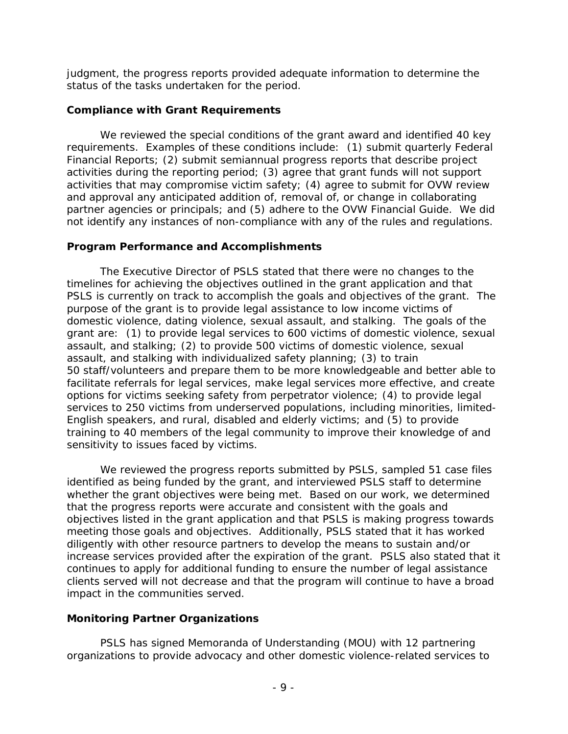judgment, the progress reports provided adequate information to determine the status of the tasks undertaken for the period.

### Compliance with Grant Requirements

We reviewed the special conditions of the grant award and identified 40 key requirements. Examples of these conditions include: (1) submit quarterly Federal Financial Reports; (2) submit semiannual progress reports that describe project activities during the reporting period; (3) agree that grant funds will not support activities that may compromise victim safety; (4) agree to submit for OVW review and approval any anticipated addition of, removal of, or change in collaborating partner agencies or principals; and (5) adhere to the OVW Financial Guide. We did not identify any instances of non-compliance with any of the rules and regulations.

### Program Performance and Accomplishments

The Executive Director of PSLS stated that there were no changes to the timelines for achieving the objectives outlined in the grant application and that PSLS is currently on track to accomplish the goals and objectives of the grant. The purpose of the grant is to provide legal assistance to low income victims of domestic violence, dating violence, sexual assault, and stalking. The goals of the grant are: (1) to provide legal services to 600 victims of domestic violence, sexual assault, and stalking; (2) to provide 500 victims of domestic violence, sexual assault, and stalking with individualized safety planning; (3) to train 50 staff/volunteers and prepare them to be more knowledgeable and better able to facilitate referrals for legal services, make legal services more effective, and create options for victims seeking safety from perpetrator violence; (4) to provide legal services to 250 victims from underserved populations, including minorities, limited-English speakers, and rural, disabled and elderly victims; and (5) to provide training to 40 members of the legal community to improve their knowledge of and sensitivity to issues faced by victims.

We reviewed the progress reports submitted by PSLS, sampled 51 case files identified as being funded by the grant, and interviewed PSLS staff to determine whether the grant objectives were being met. Based on our work, we determined that the progress reports were accurate and consistent with the goals and objectives listed in the grant application and that PSLS is making progress towards meeting those goals and objectives. Additionally, PSLS stated that it has worked diligently with other resource partners to develop the means to sustain and/or increase services provided after the expiration of the grant. PSLS also stated that it continues to apply for additional funding to ensure the number of legal assistance clients served will not decrease and that the program will continue to have a broad impact in the communities served.

### Monitoring Partner Organizations

PSLS has signed Memoranda of Understanding (MOU) with 12 partnering organizations to provide advocacy and other domestic violence-related services to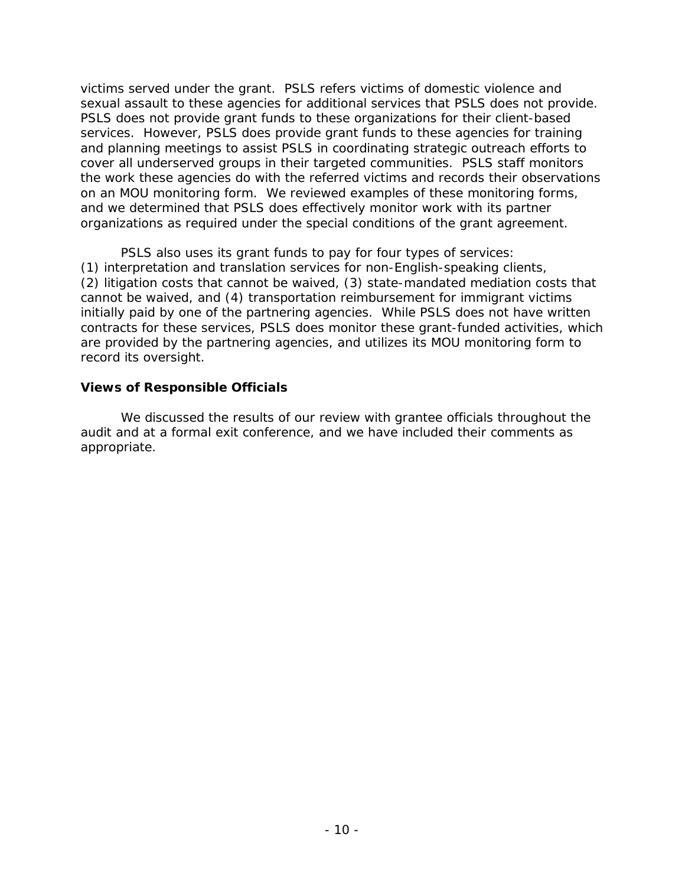victims served under the grant. PSLS refers victims of domestic violence and sexual assault to these agencies for additional services that PSLS does not provide. PSLS does not provide grant funds to these organizations for their client-based services. However, PSLS does provide grant funds to these agencies for training and planning meetings to assist PSLS in coordinating strategic outreach efforts to cover all underserved groups in their targeted communities. PSLS staff monitors the work these agencies do with the referred victims and records their observations on an MOU monitoring form. We reviewed examples of these monitoring forms, and we determined that PSLS does effectively monitor work with its partner organizations as required under the special conditions of the grant agreement.

PSLS also uses its grant funds to pay for four types of services: (1) interpretation and translation services for non-English-speaking clients, (2) litigation costs that cannot be waived, (3) state-mandated mediation costs that cannot be waived, and (4) transportation reimbursement for immigrant victims initially paid by one of the partnering agencies. While PSLS does not have written contracts for these services, PSLS does monitor these grant-funded activities, which are provided by the partnering agencies, and utilizes its MOU monitoring form to record its oversight.

### Views of Responsible Officials

We discussed the results of our review with grantee officials throughout the audit and at a formal exit conference, and we have included their comments as appropriate.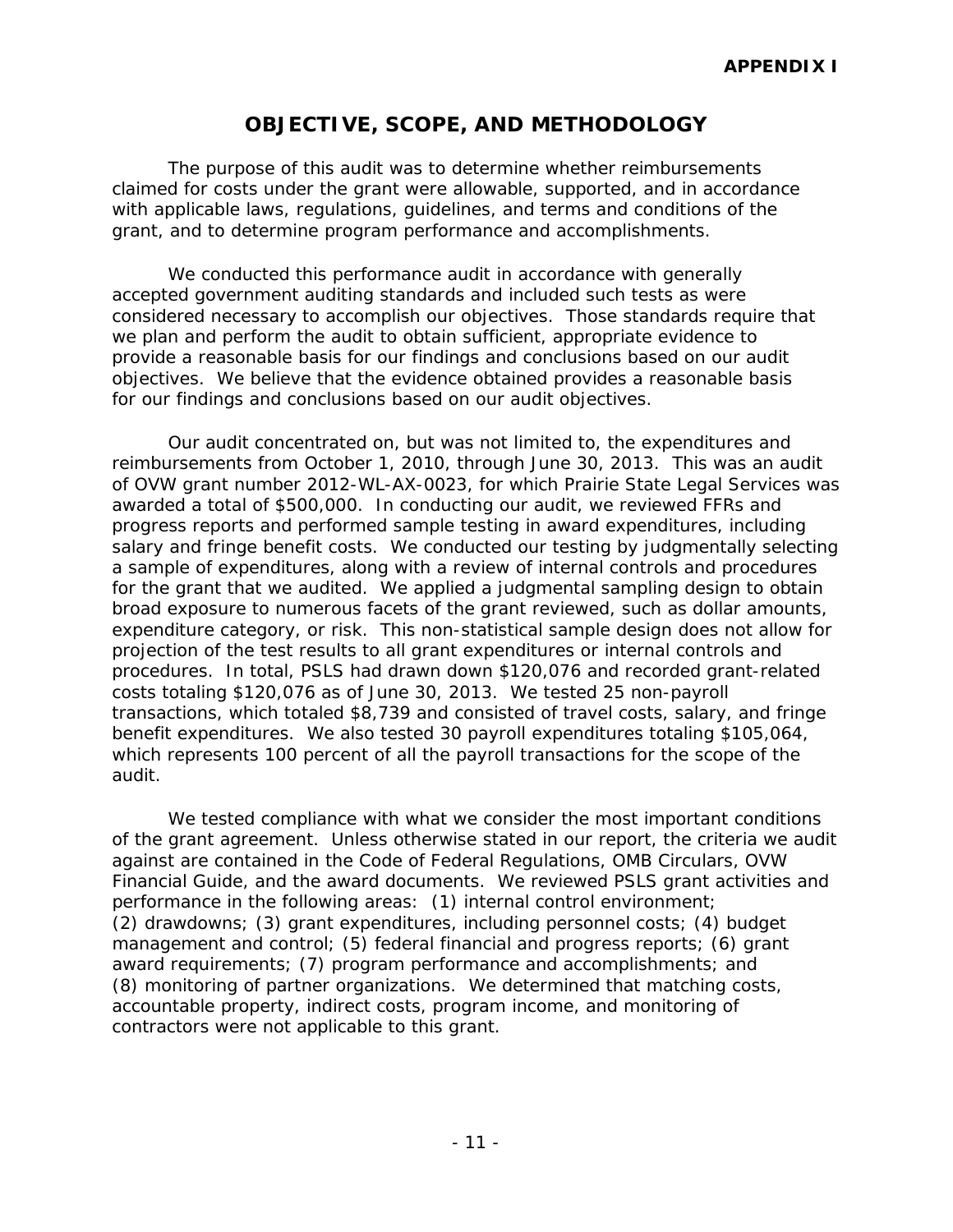**APPENDIX I**

# OBJECTIVE, SCOPE, AND METHODOLOGY

The purpose of this audit was to determine whether reimbursements claimed for costs under the grant were allowable, supported, and in accordance with applicable laws, regulations, guidelines, and terms and conditions of the grant, and to determine program performance and accomplishments.

We conducted this performance audit in accordance with generally accepted government auditing standards and included such tests as were considered necessary to accomplish our objectives. Those standards require that we plan and perform the audit to obtain sufficient, appropriate evidence to provide a reasonable basis for our findings and conclusions based on our audit objectives. We believe that the evidence obtained provides a reasonable basis for our findings and conclusions based on our audit objectives.

Our audit concentrated on, but was not limited to, the expenditures and reimbursements from October 1, 2010, through June 30, 2013. This was an audit of OVW grant number 2012-WL-AX-0023, for which Prairie State Legal Services was awarded a total of $500,000. In conducting our audit, we reviewed FFRs and progress reports and performed sample testing in award expenditures, including salary and fringe benefit costs. We conducted our testing by judgmentally selecting a sample of expenditures, along with a review of internal controls and procedures for the grant that we audited. We applied a judgmental sampling design to obtain broad exposure to numerous facets of the grant reviewed, such as dollar amounts, expenditure category, or risk. This non-statistical sample design does not allow for projection of the test results to all grant expenditures or internal controls and procedures. In total, PSLS had drawn down $120,076 and recorded grant-related costs totaling $120,076 as of June 30, 2013. We tested 25 non-payroll transactions, which totaled $8,739 and consisted of travel costs, salary, and fringe benefit expenditures. We also tested 30 payroll expenditures totaling $105,064, which represents 100 percent of all the payroll transactions for the scope of the audit.

We tested compliance with what we consider the most important conditions of the grant agreement. Unless otherwise stated in our report, the criteria we audit against are contained in the Code of Federal Regulations, OMB Circulars, OVW Financial Guide, and the award documents. We reviewed PSLS grant activities and performance in the following areas: (1) internal control environment; (2) drawdowns; (3) grant expenditures, including personnel costs; (4) budget management and control; (5) federal financial and progress reports; (6) grant award requirements; (7) program performance and accomplishments; and (8) monitoring of partner organizations. We determined that matching costs, accountable property, indirect costs, program income, and monitoring of contractors were not applicable to this grant.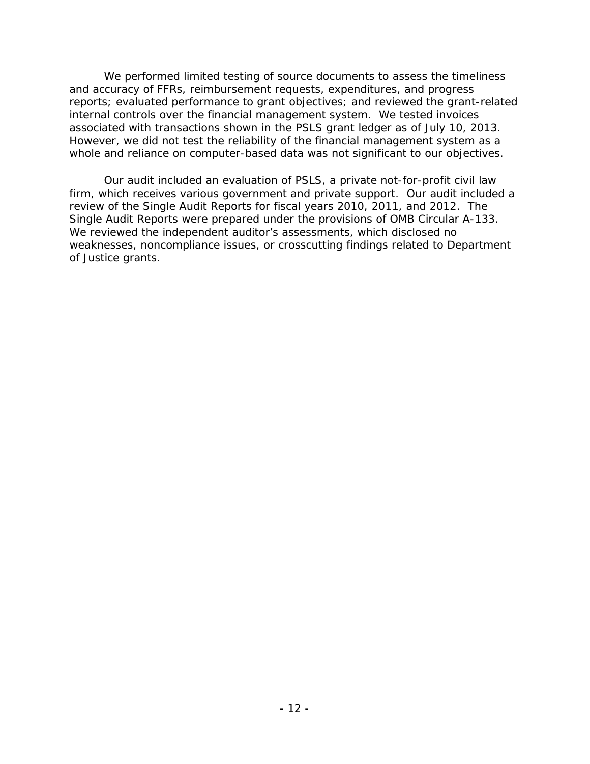We performed limited testing of source documents to assess the timeliness and accuracy of FFRs, reimbursement requests, expenditures, and progress reports; evaluated performance to grant objectives; and reviewed the grant-related internal controls over the financial management system. We tested invoices associated with transactions shown in the PSLS grant ledger as of July 10, 2013. However, we did not test the reliability of the financial management system as a whole and reliance on computer-based data was not significant to our objectives.

Our audit included an evaluation of PSLS, a private not-for-profit civil law firm, which receives various government and private support. Our audit included a review of the Single Audit Reports for fiscal years 2010, 2011, and 2012. The Single Audit Reports were prepared under the provisions of OMB Circular A-133. We reviewed the independent auditor's assessments, which disclosed no weaknesses, noncompliance issues, or crosscutting findings related to Department of Justice grants.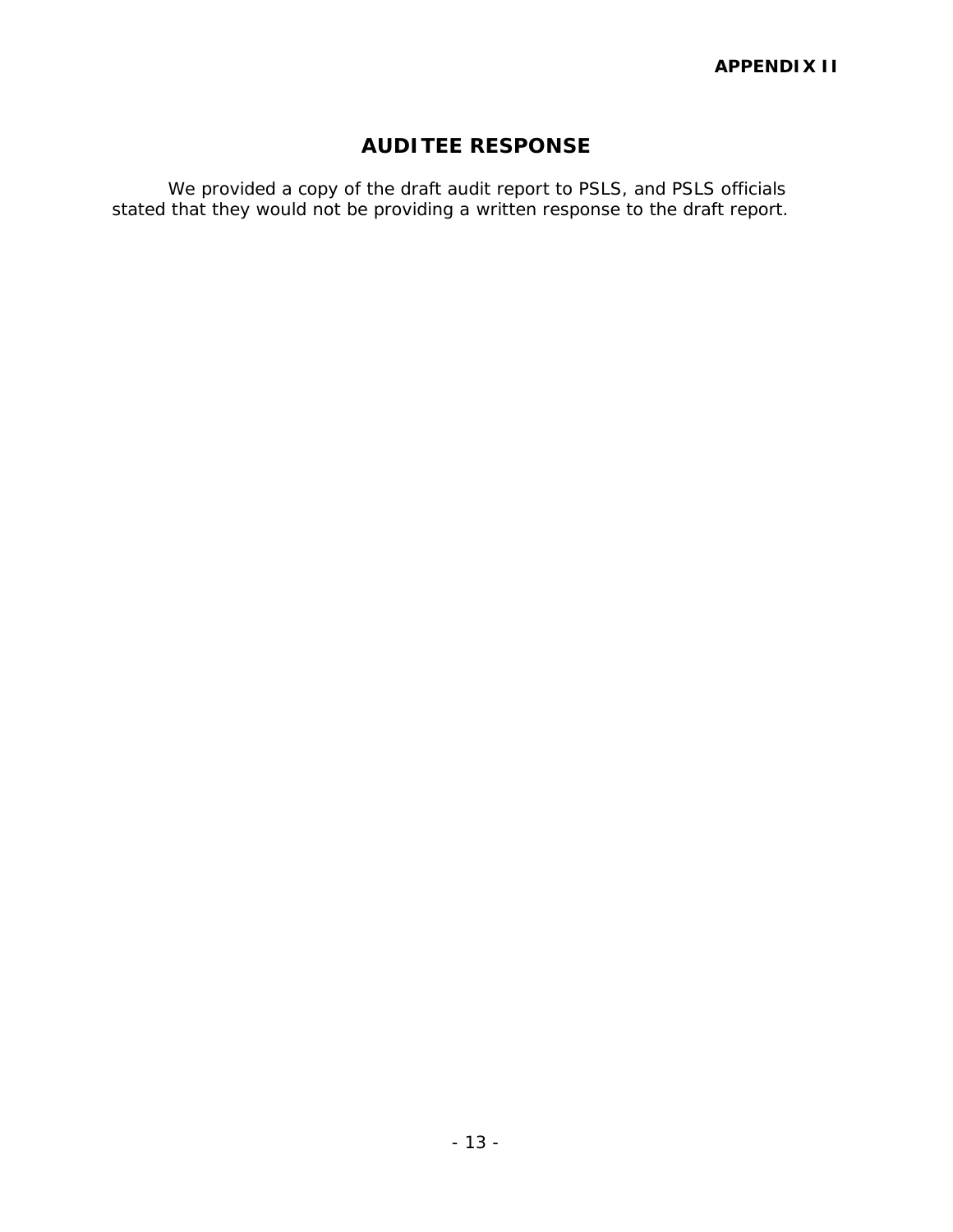**APPENDIX II**

# AUDITEE RESPONSE

We provided a copy of the draft audit report to PSLS, and PSLS officials stated that they would not be providing a written response to the draft report.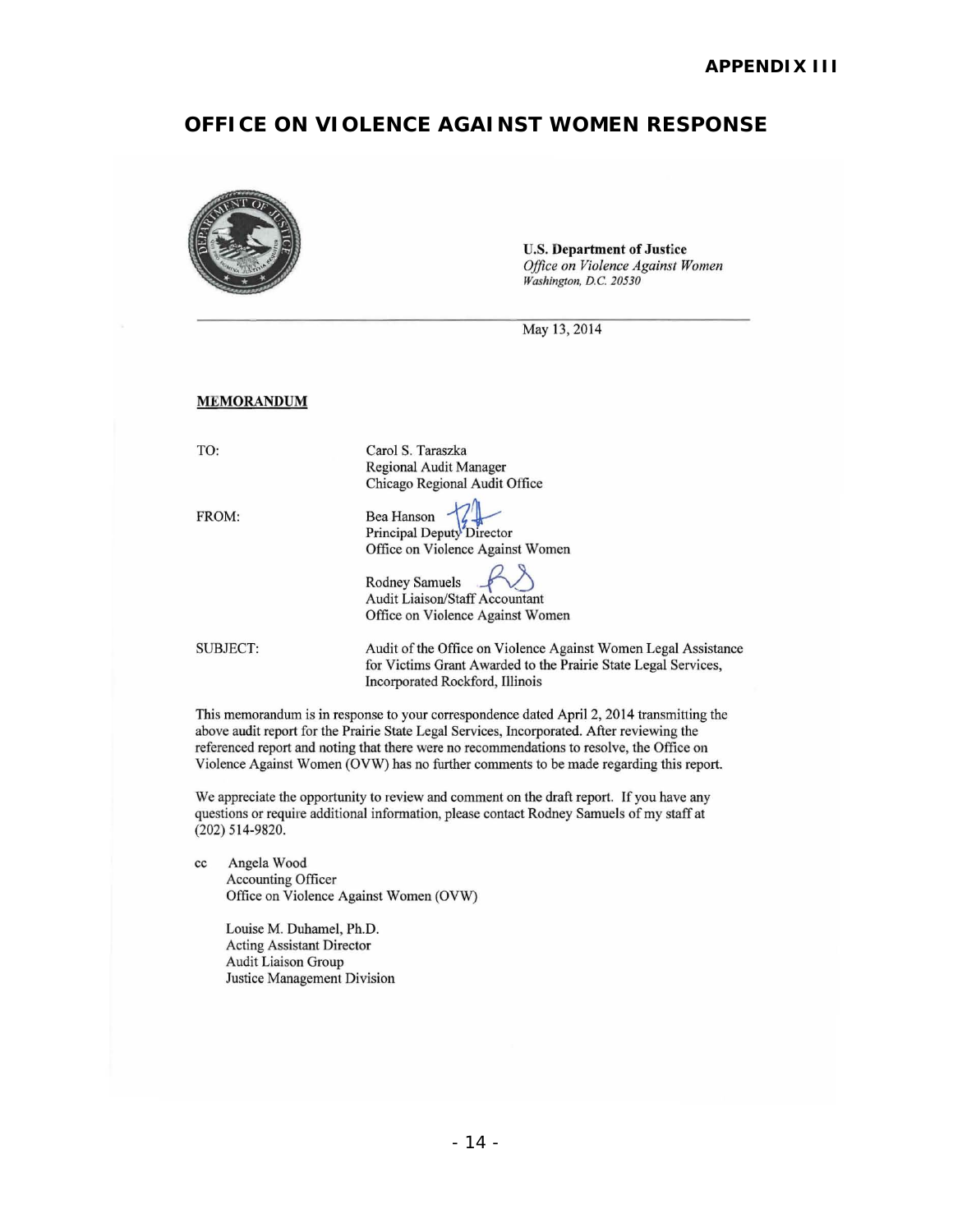**APPENDIX III**

# OFFICE ON VIOLENCE AGAINST WOMEN RESPONSE

**U.S. Department of Justice**
*Office on Violence Against Women*
*Washington, D.C. 20530*

May 13, 2014

**MEMORANDUM**

TO: Carol S. Taraszka
Regional Audit Manager
Chicago Regional Audit Office

FROM: Bea Hanson
Principal Deputy Director
Office on Violence Against Women

Rodney Samuels
Audit Liaison/Staff Accountant
Office on Violence Against Women

SUBJECT: Audit of the Office on Violence Against Women Legal Assistance for Victims Grant Awarded to the Prairie State Legal Services, Incorporated Rockford, Illinois

This memorandum is in response to your correspondence dated April 2, 2014 transmitting the above audit report for the Prairie State Legal Services, Incorporated. After reviewing the referenced report and noting that there were no recommendations to resolve, the Office on Violence Against Women (OVW) has no further comments to be made regarding this report.

We appreciate the opportunity to review and comment on the draft report. If you have any questions or require additional information, please contact Rodney Samuels of my staff at (202) 514-9820.

cc Angela Wood
Accounting Officer
Office on Violence Against Women (OVW)

Louise M. Duhamel, Ph.D.
Acting Assistant Director
Audit Liaison Group
Justice Management Division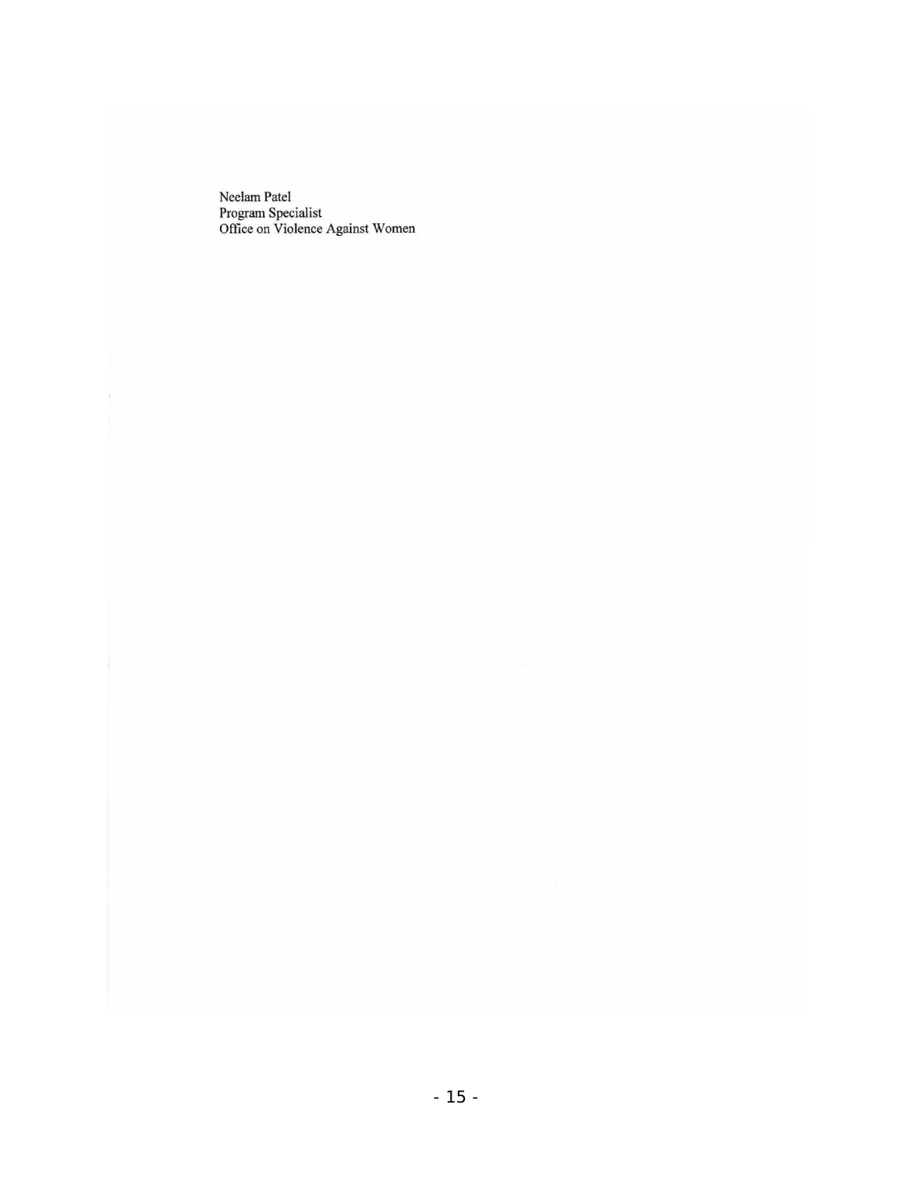Neelam Patel
Program Specialist
Office on Violence Against Women